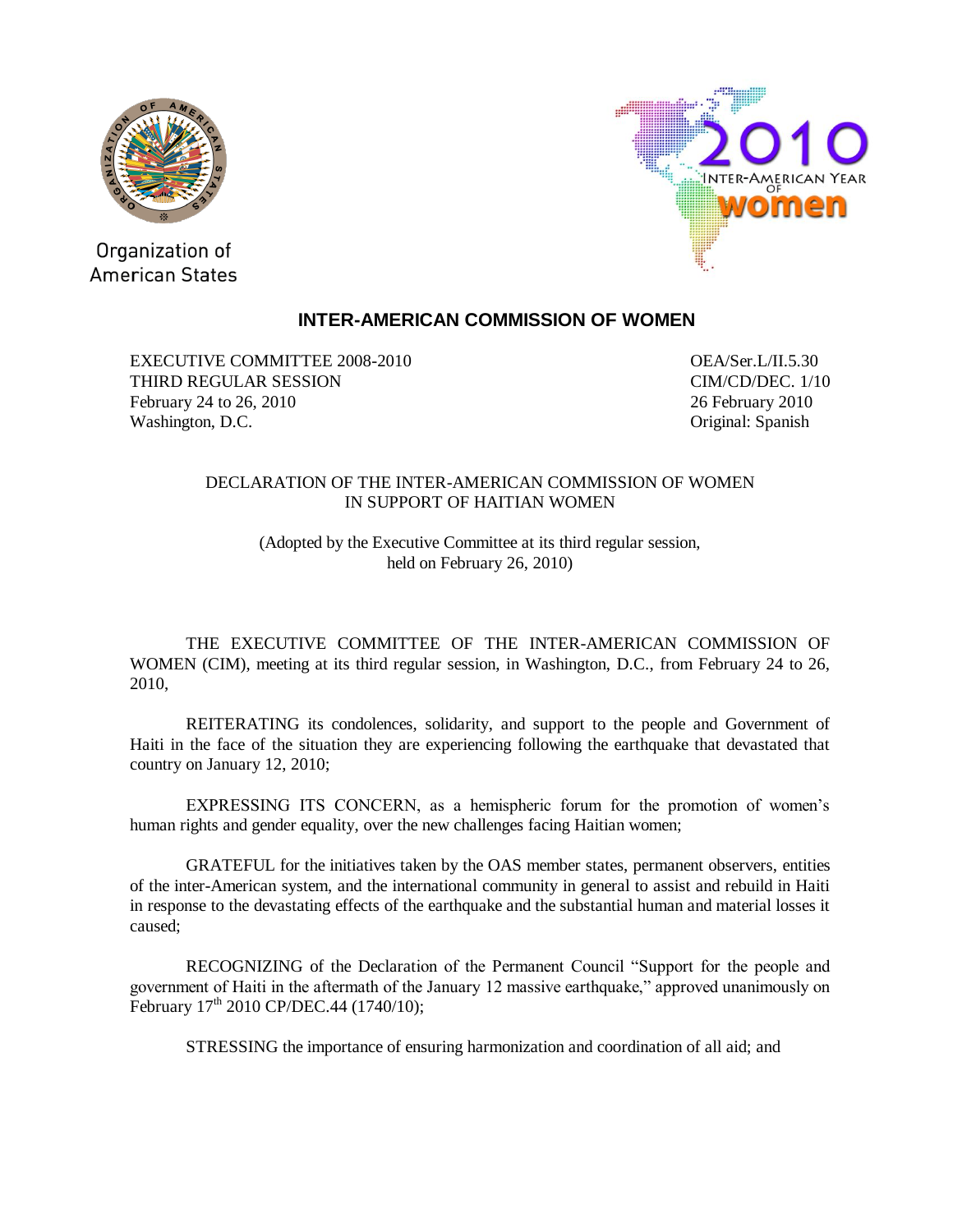Organization of American States

2010 Inter-American Year of Women

## INTER-AMERICAN COMMISSION OF WOMEN

| | |
|---|---|
| EXECUTIVE COMMITTEE 2008-2010 | OEA/Ser.L/II.5.30 |
| THIRD REGULAR SESSION | CIM/CD/DEC. 1/10 |
| February 24 to 26, 2010 | 26 February 2010 |
| Washington, D.C. | Original: Spanish |

### DECLARATION OF THE INTER-AMERICAN COMMISSION OF WOMEN IN SUPPORT OF HAITIAN WOMEN

(Adopted by the Executive Committee at its third regular session, held on February 26, 2010)

THE EXECUTIVE COMMITTEE OF THE INTER-AMERICAN COMMISSION OF WOMEN (CIM), meeting at its third regular session, in Washington, D.C., from February 24 to 26, 2010,

REITERATING its condolences, solidarity, and support to the people and Government of Haiti in the face of the situation they are experiencing following the earthquake that devastated that country on January 12, 2010;

EXPRESSING ITS CONCERN, as a hemispheric forum for the promotion of women's human rights and gender equality, over the new challenges facing Haitian women;

GRATEFUL for the initiatives taken by the OAS member states, permanent observers, entities of the inter-American system, and the international community in general to assist and rebuild in Haiti in response to the devastating effects of the earthquake and the substantial human and material losses it caused;

RECOGNIZING of the Declaration of the Permanent Council "Support for the people and government of Haiti in the aftermath of the January 12 massive earthquake," approved unanimously on February 17th 2010 CP/DEC.44 (1740/10);

STRESSING the importance of ensuring harmonization and coordination of all aid; and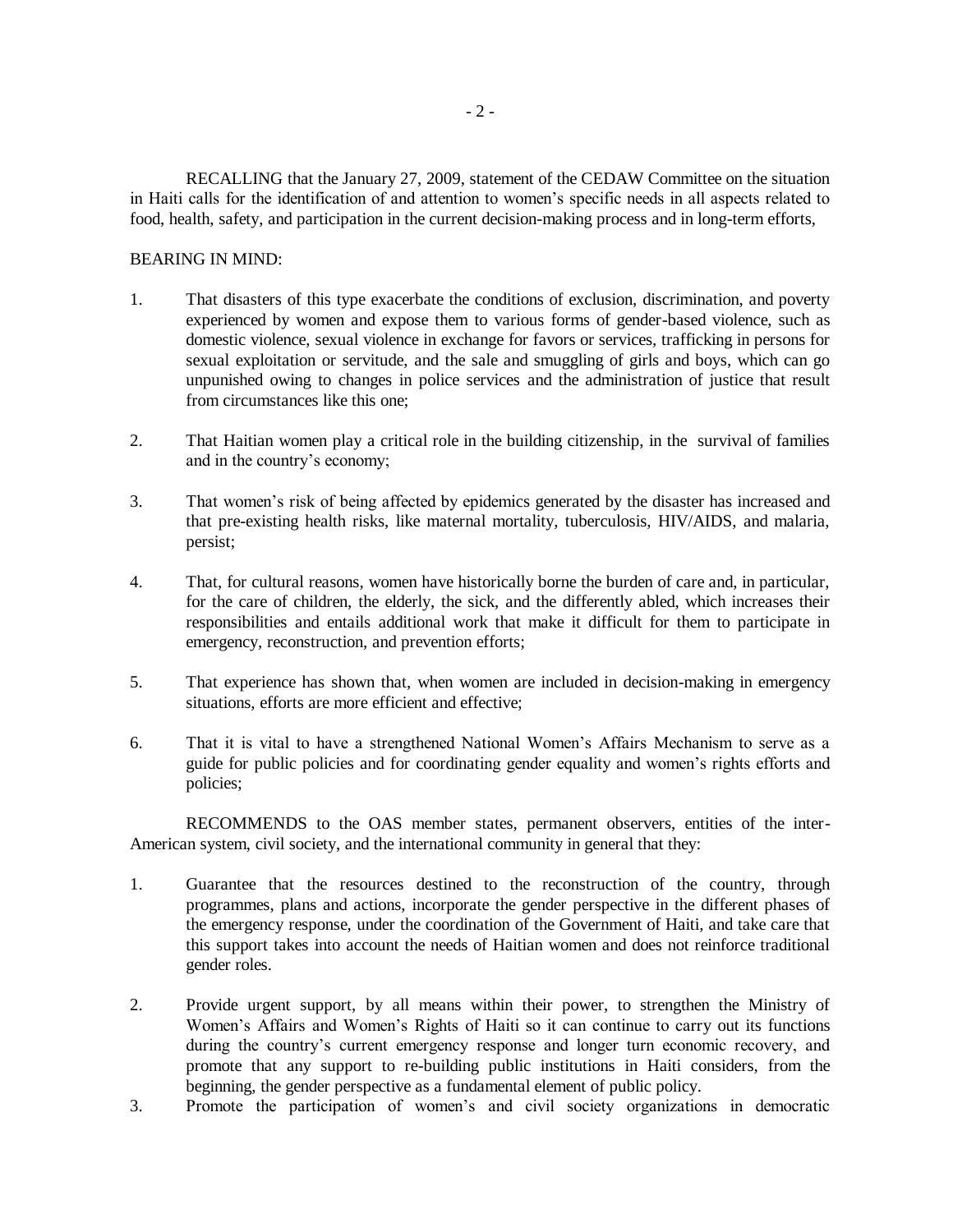RECALLING that the January 27, 2009, statement of the CEDAW Committee on the situation in Haiti calls for the identification of and attention to women's specific needs in all aspects related to food, health, safety, and participation in the current decision-making process and in long-term efforts,

BEARING IN MIND:

1. That disasters of this type exacerbate the conditions of exclusion, discrimination, and poverty experienced by women and expose them to various forms of gender-based violence, such as domestic violence, sexual violence in exchange for favors or services, trafficking in persons for sexual exploitation or servitude, and the sale and smuggling of girls and boys, which can go unpunished owing to changes in police services and the administration of justice that result from circumstances like this one;

2. That Haitian women play a critical role in the building citizenship, in the survival of families and in the country's economy;

3. That women's risk of being affected by epidemics generated by the disaster has increased and that pre-existing health risks, like maternal mortality, tuberculosis, HIV/AIDS, and malaria, persist;

4. That, for cultural reasons, women have historically borne the burden of care and, in particular, for the care of children, the elderly, the sick, and the differently abled, which increases their responsibilities and entails additional work that make it difficult for them to participate in emergency, reconstruction, and prevention efforts;

5. That experience has shown that, when women are included in decision-making in emergency situations, efforts are more efficient and effective;

6. That it is vital to have a strengthened National Women's Affairs Mechanism to serve as a guide for public policies and for coordinating gender equality and women's rights efforts and policies;

RECOMMENDS to the OAS member states, permanent observers, entities of the inter-American system, civil society, and the international community in general that they:

1. Guarantee that the resources destined to the reconstruction of the country, through programmes, plans and actions, incorporate the gender perspective in the different phases of the emergency response, under the coordination of the Government of Haiti, and take care that this support takes into account the needs of Haitian women and does not reinforce traditional gender roles.

2. Provide urgent support, by all means within their power, to strengthen the Ministry of Women's Affairs and Women's Rights of Haiti so it can continue to carry out its functions during the country's current emergency response and longer turn economic recovery, and promote that any support to re-building public institutions in Haiti considers, from the beginning, the gender perspective as a fundamental element of public policy.

3. Promote the participation of women's and civil society organizations in democratic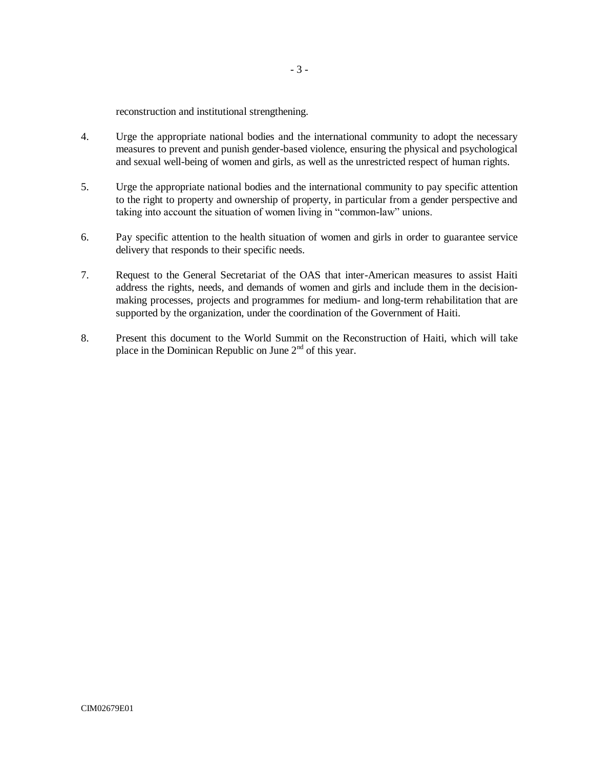reconstruction and institutional strengthening.

4. Urge the appropriate national bodies and the international community to adopt the necessary measures to prevent and punish gender-based violence, ensuring the physical and psychological and sexual well-being of women and girls, as well as the unrestricted respect of human rights.

5. Urge the appropriate national bodies and the international community to pay specific attention to the right to property and ownership of property, in particular from a gender perspective and taking into account the situation of women living in "common-law" unions.

6. Pay specific attention to the health situation of women and girls in order to guarantee service delivery that responds to their specific needs.

7. Request to the General Secretariat of the OAS that inter-American measures to assist Haiti address the rights, needs, and demands of women and girls and include them in the decision-making processes, projects and programmes for medium- and long-term rehabilitation that are supported by the organization, under the coordination of the Government of Haiti.

8. Present this document to the World Summit on the Reconstruction of Haiti, which will take place in the Dominican Republic on June 2nd of this year.

CIM02679E01